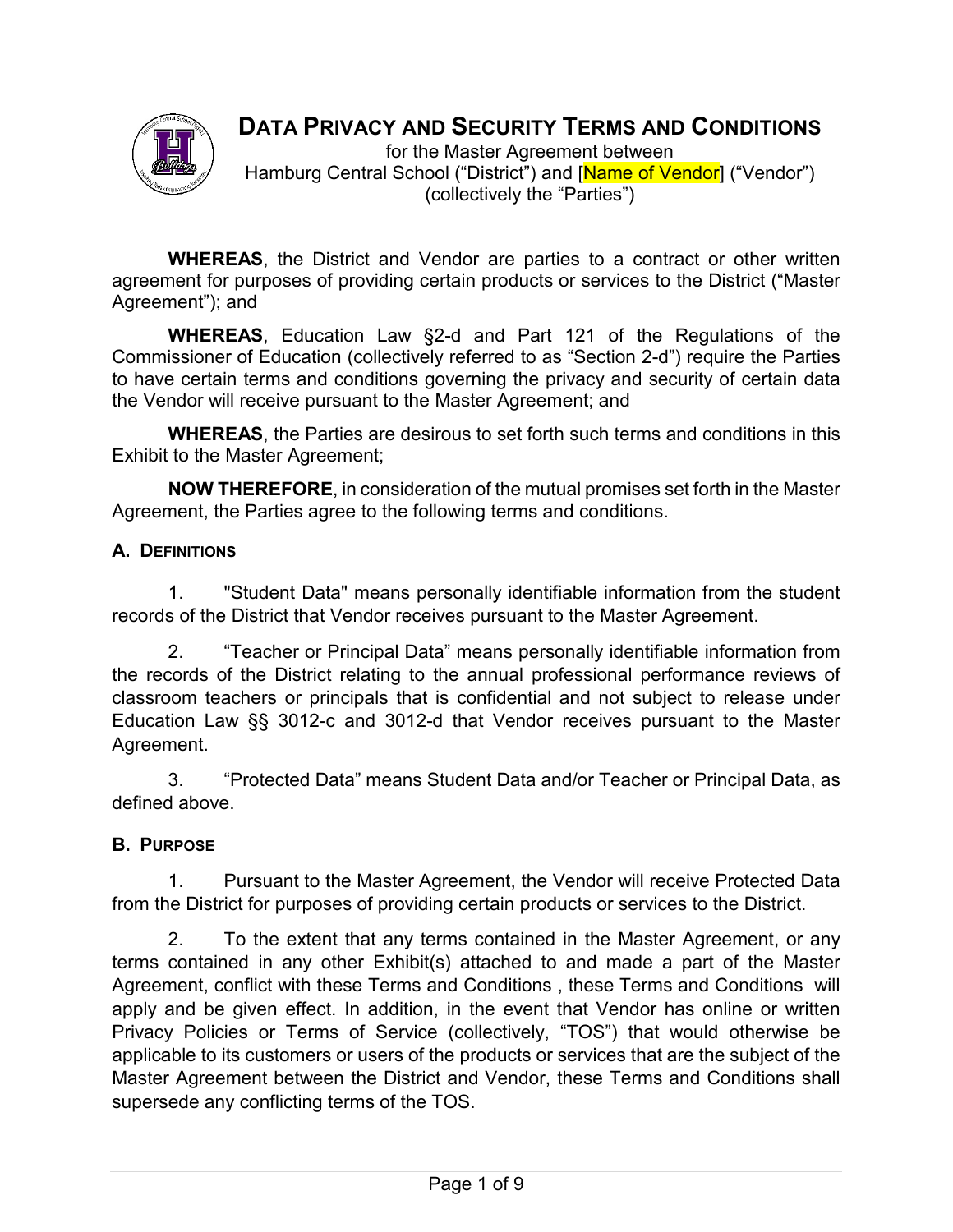# DATA PRIVACY AND SECURITY TERMS AND CONDITIONS

for the Master Agreement between
Hamburg Central School ("District") and [Name of Vendor] ("Vendor")
(collectively the "Parties")

**WHEREAS**, the District and Vendor are parties to a contract or other written agreement for purposes of providing certain products or services to the District ("Master Agreement"); and

**WHEREAS**, Education Law §2-d and Part 121 of the Regulations of the Commissioner of Education (collectively referred to as "Section 2-d") require the Parties to have certain terms and conditions governing the privacy and security of certain data the Vendor will receive pursuant to the Master Agreement; and

**WHEREAS**, the Parties are desirous to set forth such terms and conditions in this Exhibit to the Master Agreement;

**NOW THEREFORE**, in consideration of the mutual promises set forth in the Master Agreement, the Parties agree to the following terms and conditions.

## A. DEFINITIONS

1. "Student Data" means personally identifiable information from the student records of the District that Vendor receives pursuant to the Master Agreement.

2. "Teacher or Principal Data" means personally identifiable information from the records of the District relating to the annual professional performance reviews of classroom teachers or principals that is confidential and not subject to release under Education Law §§ 3012-c and 3012-d that Vendor receives pursuant to the Master Agreement.

3. "Protected Data" means Student Data and/or Teacher or Principal Data, as defined above.

## B. PURPOSE

1. Pursuant to the Master Agreement, the Vendor will receive Protected Data from the District for purposes of providing certain products or services to the District.

2. To the extent that any terms contained in the Master Agreement, or any terms contained in any other Exhibit(s) attached to and made a part of the Master Agreement, conflict with these Terms and Conditions , these Terms and Conditions will apply and be given effect. In addition, in the event that Vendor has online or written Privacy Policies or Terms of Service (collectively, "TOS") that would otherwise be applicable to its customers or users of the products or services that are the subject of the Master Agreement between the District and Vendor, these Terms and Conditions shall supersede any conflicting terms of the TOS.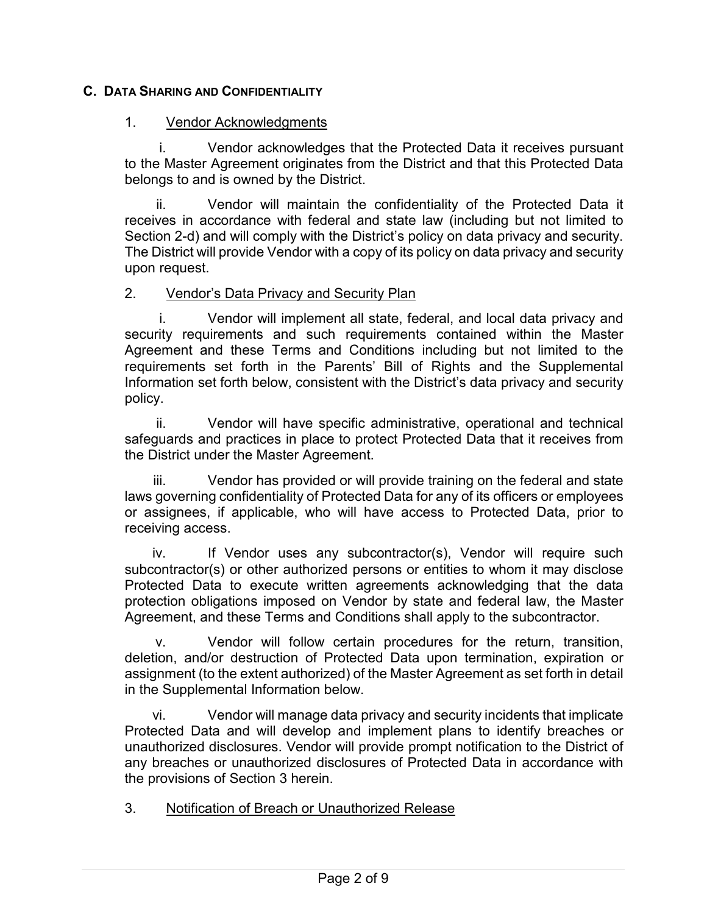## C. DATA SHARING AND CONFIDENTIALITY

1. Vendor Acknowledgments

i. Vendor acknowledges that the Protected Data it receives pursuant to the Master Agreement originates from the District and that this Protected Data belongs to and is owned by the District.

ii. Vendor will maintain the confidentiality of the Protected Data it receives in accordance with federal and state law (including but not limited to Section 2-d) and will comply with the District's policy on data privacy and security. The District will provide Vendor with a copy of its policy on data privacy and security upon request.

2. Vendor's Data Privacy and Security Plan

i. Vendor will implement all state, federal, and local data privacy and security requirements and such requirements contained within the Master Agreement and these Terms and Conditions including but not limited to the requirements set forth in the Parents' Bill of Rights and the Supplemental Information set forth below, consistent with the District's data privacy and security policy.

ii. Vendor will have specific administrative, operational and technical safeguards and practices in place to protect Protected Data that it receives from the District under the Master Agreement.

iii. Vendor has provided or will provide training on the federal and state laws governing confidentiality of Protected Data for any of its officers or employees or assignees, if applicable, who will have access to Protected Data, prior to receiving access.

iv. If Vendor uses any subcontractor(s), Vendor will require such subcontractor(s) or other authorized persons or entities to whom it may disclose Protected Data to execute written agreements acknowledging that the data protection obligations imposed on Vendor by state and federal law, the Master Agreement, and these Terms and Conditions shall apply to the subcontractor.

v. Vendor will follow certain procedures for the return, transition, deletion, and/or destruction of Protected Data upon termination, expiration or assignment (to the extent authorized) of the Master Agreement as set forth in detail in the Supplemental Information below.

vi. Vendor will manage data privacy and security incidents that implicate Protected Data and will develop and implement plans to identify breaches or unauthorized disclosures. Vendor will provide prompt notification to the District of any breaches or unauthorized disclosures of Protected Data in accordance with the provisions of Section 3 herein.

3. Notification of Breach or Unauthorized Release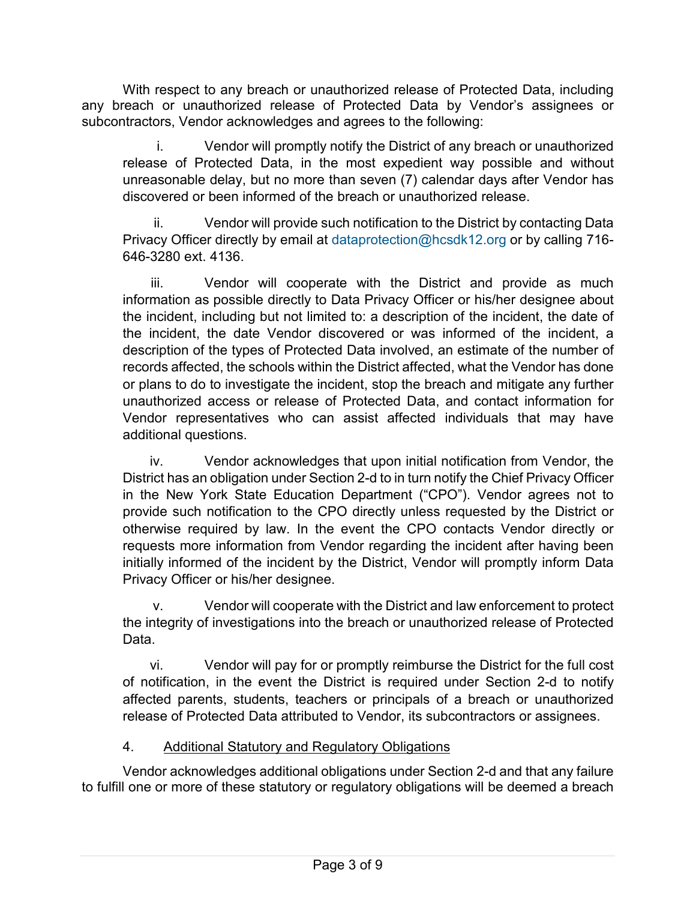With respect to any breach or unauthorized release of Protected Data, including any breach or unauthorized release of Protected Data by Vendor's assignees or subcontractors, Vendor acknowledges and agrees to the following:

i. Vendor will promptly notify the District of any breach or unauthorized release of Protected Data, in the most expedient way possible and without unreasonable delay, but no more than seven (7) calendar days after Vendor has discovered or been informed of the breach or unauthorized release.

ii. Vendor will provide such notification to the District by contacting Data Privacy Officer directly by email at dataprotection@hcsdk12.org or by calling 716-646-3280 ext. 4136.

iii. Vendor will cooperate with the District and provide as much information as possible directly to Data Privacy Officer or his/her designee about the incident, including but not limited to: a description of the incident, the date of the incident, the date Vendor discovered or was informed of the incident, a description of the types of Protected Data involved, an estimate of the number of records affected, the schools within the District affected, what the Vendor has done or plans to do to investigate the incident, stop the breach and mitigate any further unauthorized access or release of Protected Data, and contact information for Vendor representatives who can assist affected individuals that may have additional questions.

iv. Vendor acknowledges that upon initial notification from Vendor, the District has an obligation under Section 2-d to in turn notify the Chief Privacy Officer in the New York State Education Department ("CPO"). Vendor agrees not to provide such notification to the CPO directly unless requested by the District or otherwise required by law. In the event the CPO contacts Vendor directly or requests more information from Vendor regarding the incident after having been initially informed of the incident by the District, Vendor will promptly inform Data Privacy Officer or his/her designee.

v. Vendor will cooperate with the District and law enforcement to protect the integrity of investigations into the breach or unauthorized release of Protected Data.

vi. Vendor will pay for or promptly reimburse the District for the full cost of notification, in the event the District is required under Section 2-d to notify affected parents, students, teachers or principals of a breach or unauthorized release of Protected Data attributed to Vendor, its subcontractors or assignees.

4. <u>Additional Statutory and Regulatory Obligations</u>

Vendor acknowledges additional obligations under Section 2-d and that any failure to fulfill one or more of these statutory or regulatory obligations will be deemed a breach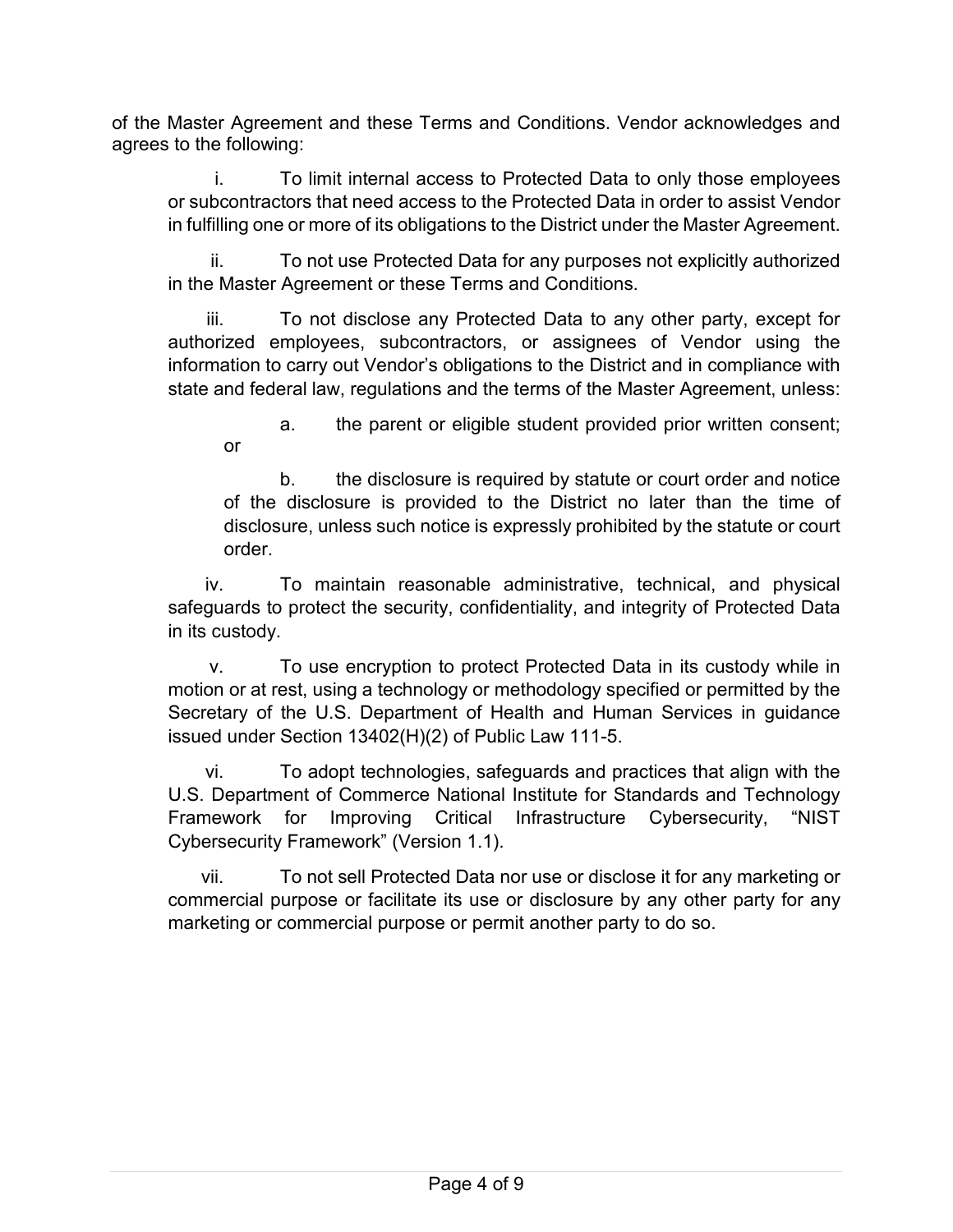of the Master Agreement and these Terms and Conditions. Vendor acknowledges and agrees to the following:

i. To limit internal access to Protected Data to only those employees or subcontractors that need access to the Protected Data in order to assist Vendor in fulfilling one or more of its obligations to the District under the Master Agreement.

ii. To not use Protected Data for any purposes not explicitly authorized in the Master Agreement or these Terms and Conditions.

iii. To not disclose any Protected Data to any other party, except for authorized employees, subcontractors, or assignees of Vendor using the information to carry out Vendor's obligations to the District and in compliance with state and federal law, regulations and the terms of the Master Agreement, unless:

a. the parent or eligible student provided prior written consent; or

b. the disclosure is required by statute or court order and notice of the disclosure is provided to the District no later than the time of disclosure, unless such notice is expressly prohibited by the statute or court order.

iv. To maintain reasonable administrative, technical, and physical safeguards to protect the security, confidentiality, and integrity of Protected Data in its custody.

v. To use encryption to protect Protected Data in its custody while in motion or at rest, using a technology or methodology specified or permitted by the Secretary of the U.S. Department of Health and Human Services in guidance issued under Section 13402(H)(2) of Public Law 111-5.

vi. To adopt technologies, safeguards and practices that align with the U.S. Department of Commerce National Institute for Standards and Technology Framework for Improving Critical Infrastructure Cybersecurity, "NIST Cybersecurity Framework" (Version 1.1).

vii. To not sell Protected Data nor use or disclose it for any marketing or commercial purpose or facilitate its use or disclosure by any other party for any marketing or commercial purpose or permit another party to do so.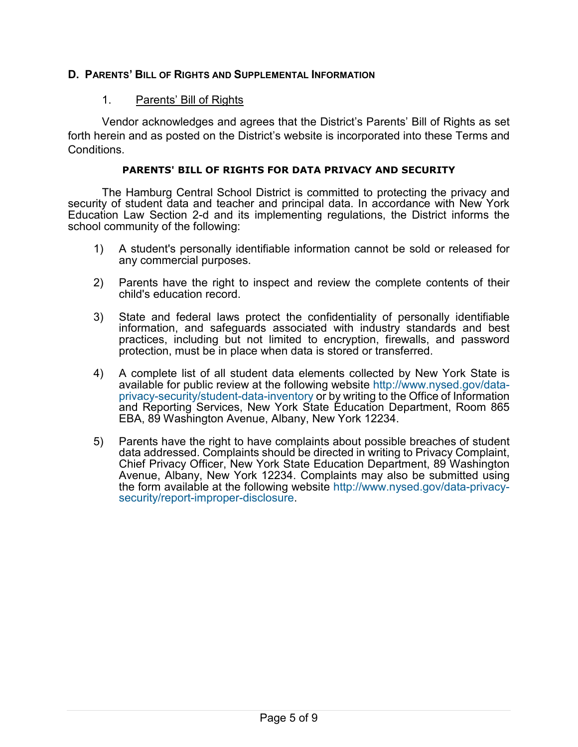## D. Parents' Bill of Rights and Supplemental Information

### 1. Parents' Bill of Rights

Vendor acknowledges and agrees that the District's Parents' Bill of Rights as set forth herein and as posted on the District's website is incorporated into these Terms and Conditions.

**PARENTS' BILL OF RIGHTS FOR DATA PRIVACY AND SECURITY**

The Hamburg Central School District is committed to protecting the privacy and security of student data and teacher and principal data. In accordance with New York Education Law Section 2-d and its implementing regulations, the District informs the school community of the following:

1) A student's personally identifiable information cannot be sold or released for any commercial purposes.

2) Parents have the right to inspect and review the complete contents of their child's education record.

3) State and federal laws protect the confidentiality of personally identifiable information, and safeguards associated with industry standards and best practices, including but not limited to encryption, firewalls, and password protection, must be in place when data is stored or transferred.

4) A complete list of all student data elements collected by New York State is available for public review at the following website http://www.nysed.gov/data-privacy-security/student-data-inventory or by writing to the Office of Information and Reporting Services, New York State Education Department, Room 865 EBA, 89 Washington Avenue, Albany, New York 12234.

5) Parents have the right to have complaints about possible breaches of student data addressed. Complaints should be directed in writing to Privacy Complaint, Chief Privacy Officer, New York State Education Department, 89 Washington Avenue, Albany, New York 12234. Complaints may also be submitted using the form available at the following website http://www.nysed.gov/data-privacy-security/report-improper-disclosure.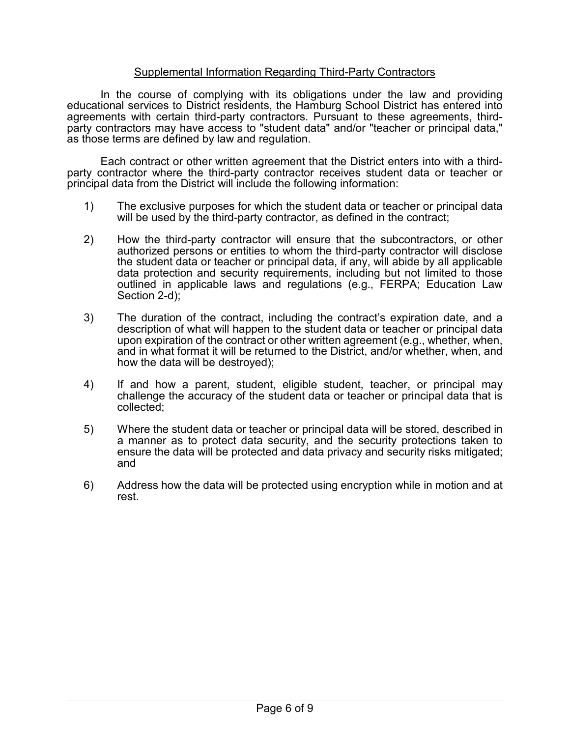## Supplemental Information Regarding Third-Party Contractors

In the course of complying with its obligations under the law and providing educational services to District residents, the Hamburg School District has entered into agreements with certain third-party contractors. Pursuant to these agreements, third-party contractors may have access to "student data" and/or "teacher or principal data," as those terms are defined by law and regulation.

Each contract or other written agreement that the District enters into with a third-party contractor where the third-party contractor receives student data or teacher or principal data from the District will include the following information:

1) The exclusive purposes for which the student data or teacher or principal data will be used by the third-party contractor, as defined in the contract;

2) How the third-party contractor will ensure that the subcontractors, or other authorized persons or entities to whom the third-party contractor will disclose the student data or teacher or principal data, if any, will abide by all applicable data protection and security requirements, including but not limited to those outlined in applicable laws and regulations (e.g., FERPA; Education Law Section 2-d);

3) The duration of the contract, including the contract's expiration date, and a description of what will happen to the student data or teacher or principal data upon expiration of the contract or other written agreement (e.g., whether, when, and in what format it will be returned to the District, and/or whether, when, and how the data will be destroyed);

4) If and how a parent, student, eligible student, teacher, or principal may challenge the accuracy of the student data or teacher or principal data that is collected;

5) Where the student data or teacher or principal data will be stored, described in a manner as to protect data security, and the security protections taken to ensure the data will be protected and data privacy and security risks mitigated; and

6) Address how the data will be protected using encryption while in motion and at rest.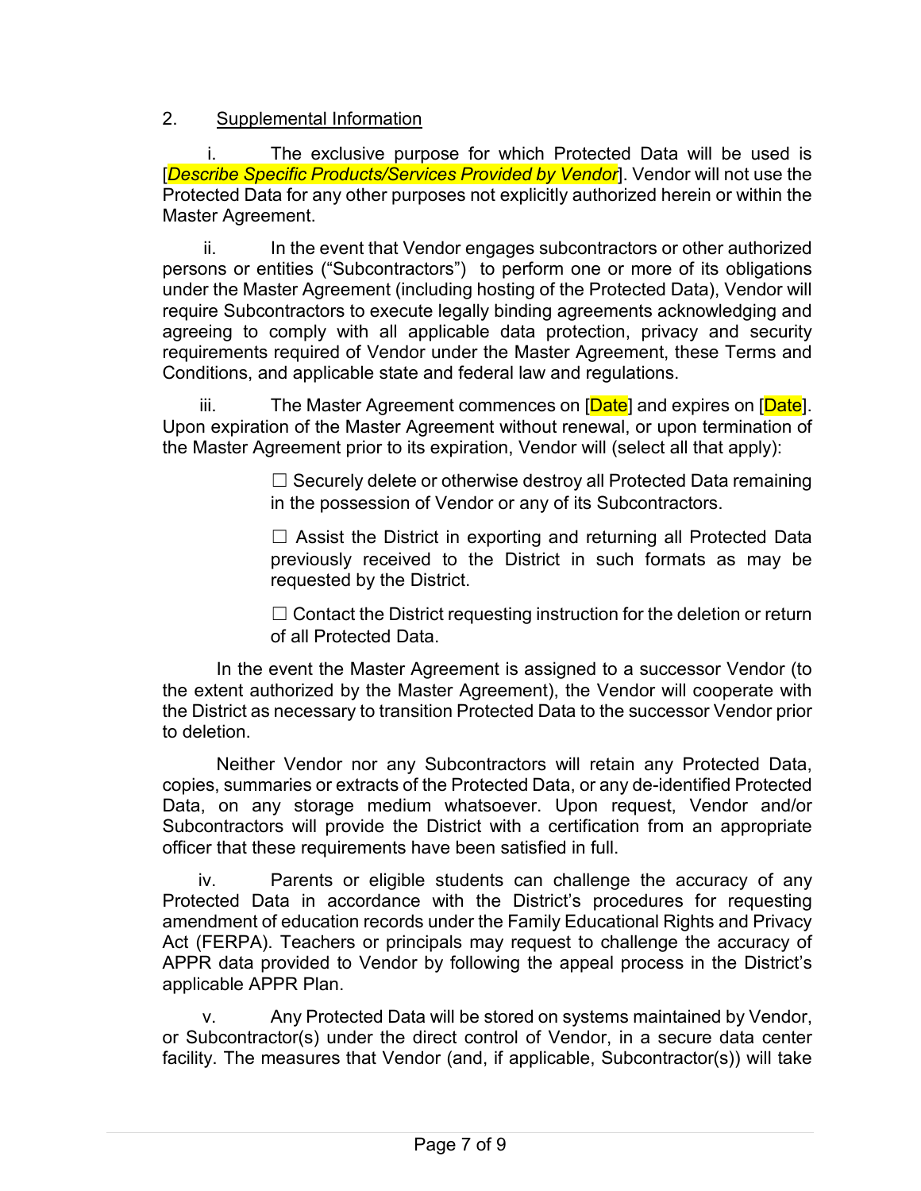2. Supplemental Information

i. The exclusive purpose for which Protected Data will be used is [*Describe Specific Products/Services Provided by Vendor*]. Vendor will not use the Protected Data for any other purposes not explicitly authorized herein or within the Master Agreement.

ii. In the event that Vendor engages subcontractors or other authorized persons or entities ("Subcontractors") to perform one or more of its obligations under the Master Agreement (including hosting of the Protected Data), Vendor will require Subcontractors to execute legally binding agreements acknowledging and agreeing to comply with all applicable data protection, privacy and security requirements required of Vendor under the Master Agreement, these Terms and Conditions, and applicable state and federal law and regulations.

iii. The Master Agreement commences on [Date] and expires on [Date]. Upon expiration of the Master Agreement without renewal, or upon termination of the Master Agreement prior to its expiration, Vendor will (select all that apply):

☐ Securely delete or otherwise destroy all Protected Data remaining in the possession of Vendor or any of its Subcontractors.

☐ Assist the District in exporting and returning all Protected Data previously received to the District in such formats as may be requested by the District.

☐ Contact the District requesting instruction for the deletion or return of all Protected Data.

In the event the Master Agreement is assigned to a successor Vendor (to the extent authorized by the Master Agreement), the Vendor will cooperate with the District as necessary to transition Protected Data to the successor Vendor prior to deletion.

Neither Vendor nor any Subcontractors will retain any Protected Data, copies, summaries or extracts of the Protected Data, or any de-identified Protected Data, on any storage medium whatsoever. Upon request, Vendor and/or Subcontractors will provide the District with a certification from an appropriate officer that these requirements have been satisfied in full.

iv. Parents or eligible students can challenge the accuracy of any Protected Data in accordance with the District's procedures for requesting amendment of education records under the Family Educational Rights and Privacy Act (FERPA). Teachers or principals may request to challenge the accuracy of APPR data provided to Vendor by following the appeal process in the District's applicable APPR Plan.

v. Any Protected Data will be stored on systems maintained by Vendor, or Subcontractor(s) under the direct control of Vendor, in a secure data center facility. The measures that Vendor (and, if applicable, Subcontractor(s)) will take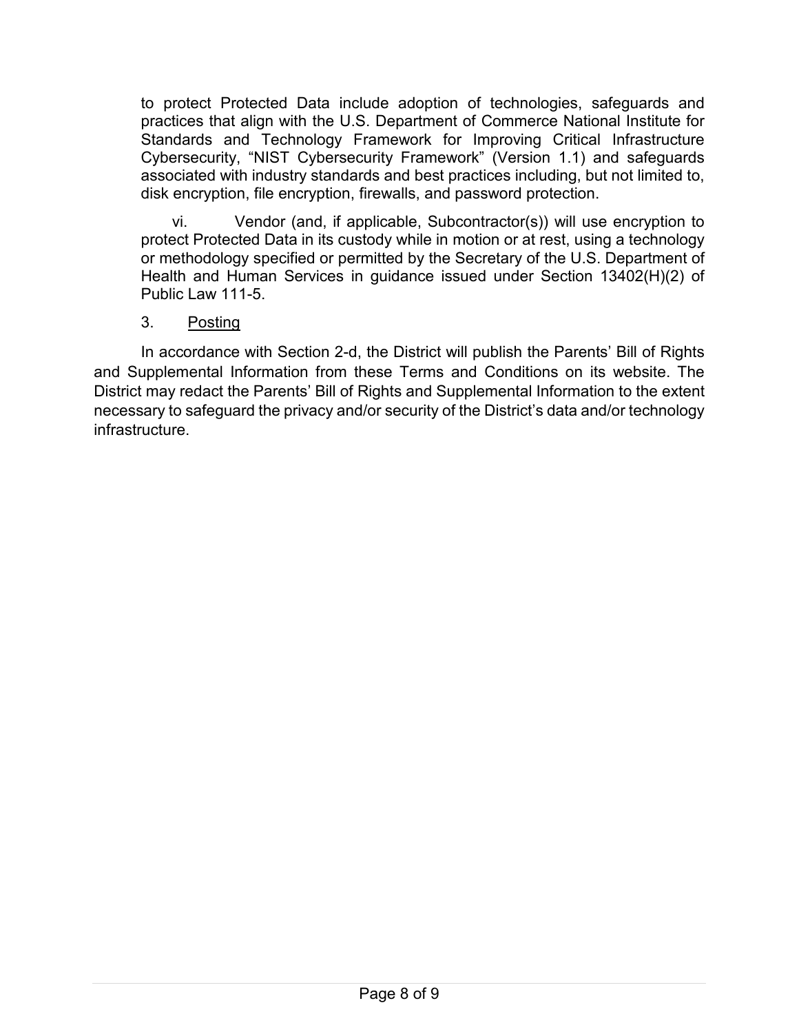to protect Protected Data include adoption of technologies, safeguards and practices that align with the U.S. Department of Commerce National Institute for Standards and Technology Framework for Improving Critical Infrastructure Cybersecurity, "NIST Cybersecurity Framework" (Version 1.1) and safeguards associated with industry standards and best practices including, but not limited to, disk encryption, file encryption, firewalls, and password protection.

vi. Vendor (and, if applicable, Subcontractor(s)) will use encryption to protect Protected Data in its custody while in motion or at rest, using a technology or methodology specified or permitted by the Secretary of the U.S. Department of Health and Human Services in guidance issued under Section 13402(H)(2) of Public Law 111-5.

3. <u>Posting</u>

In accordance with Section 2-d, the District will publish the Parents' Bill of Rights and Supplemental Information from these Terms and Conditions on its website. The District may redact the Parents' Bill of Rights and Supplemental Information to the extent necessary to safeguard the privacy and/or security of the District's data and/or technology infrastructure.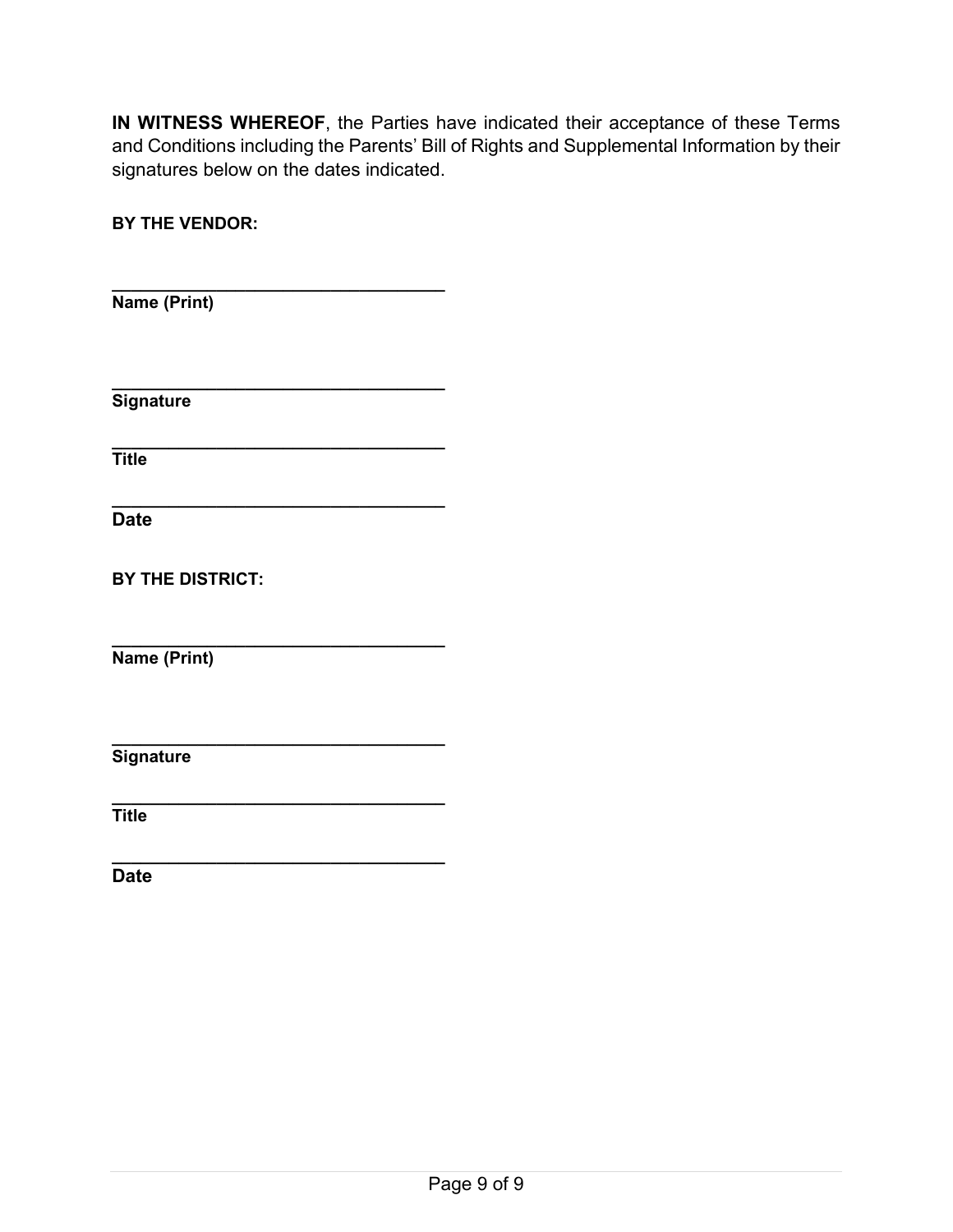**IN WITNESS WHEREOF**, the Parties have indicated their acceptance of these Terms and Conditions including the Parents' Bill of Rights and Supplemental Information by their signatures below on the dates indicated.

**BY THE VENDOR:**

**___________________________________**
**Name (Print)**

**___________________________________**
**Signature**

**___________________________________**
**Title**

**___________________________________**
**Date**

**BY THE DISTRICT:**

**___________________________________**
**Name (Print)**

**___________________________________**
**Signature**

**___________________________________**
**Title**

**___________________________________**
**Date**